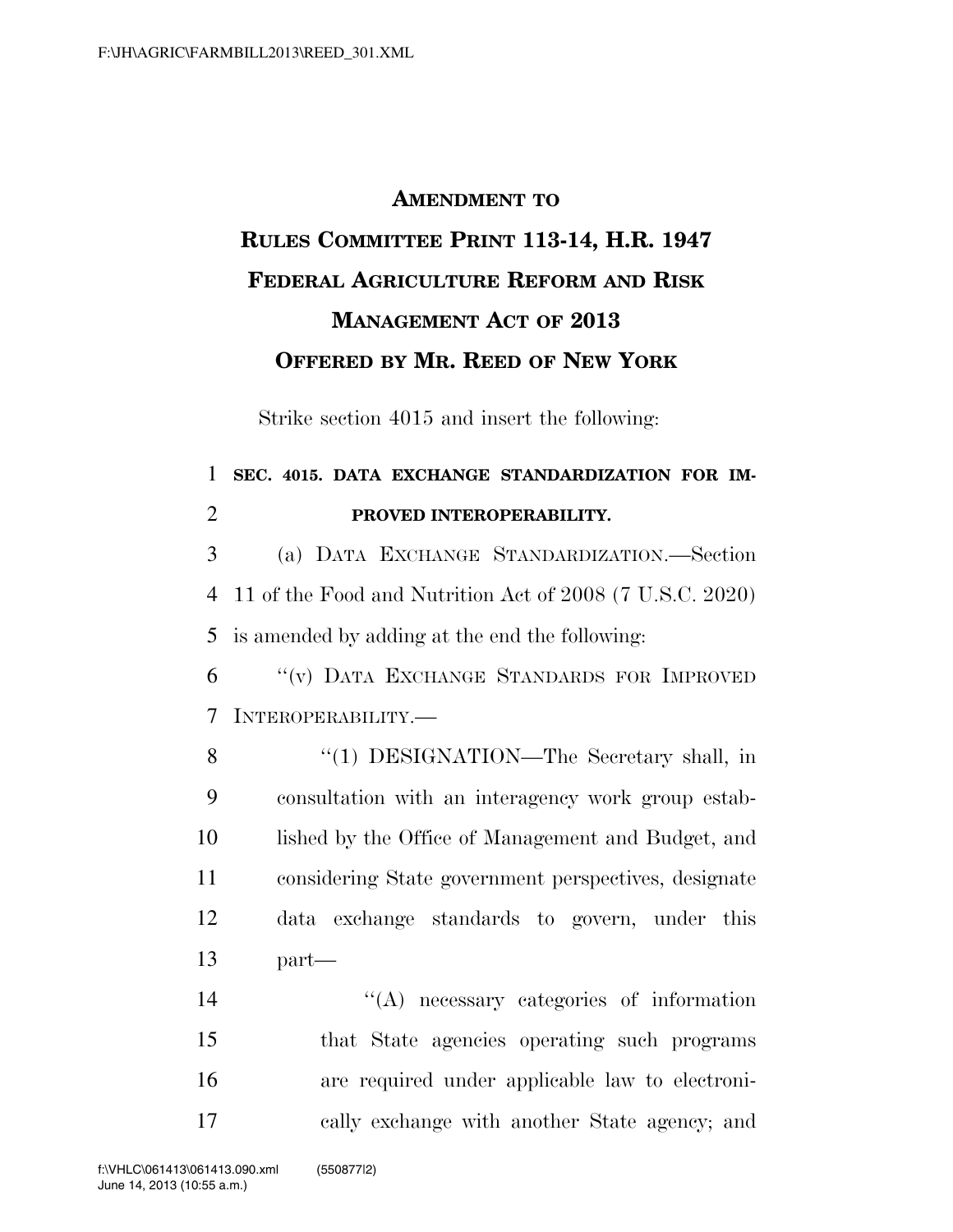# AMENDMENT TO RULES COMMITTEE PRINT 113-14, H.R. 1947 FEDERAL AGRICULTURE REFORM AND RISK MANAGEMENT ACT OF 2013 OFFERED BY MR. REED OF NEW YORK

Strike section 4015 and insert the following:

**SEC. 4015. DATA EXCHANGE STANDARDIZATION FOR IMPROVED INTEROPERABILITY.**

(a) DATA EXCHANGE STANDARDIZATION.—Section 11 of the Food and Nutrition Act of 2008 (7 U.S.C. 2020) is amended by adding at the end the following:

"(v) DATA EXCHANGE STANDARDS FOR IMPROVED INTEROPERABILITY.—

"(1) DESIGNATION—The Secretary shall, in consultation with an interagency work group established by the Office of Management and Budget, and considering State government perspectives, designate data exchange standards to govern, under this part—

"(A) necessary categories of information that State agencies operating such programs are required under applicable law to electronically exchange with another State agency; and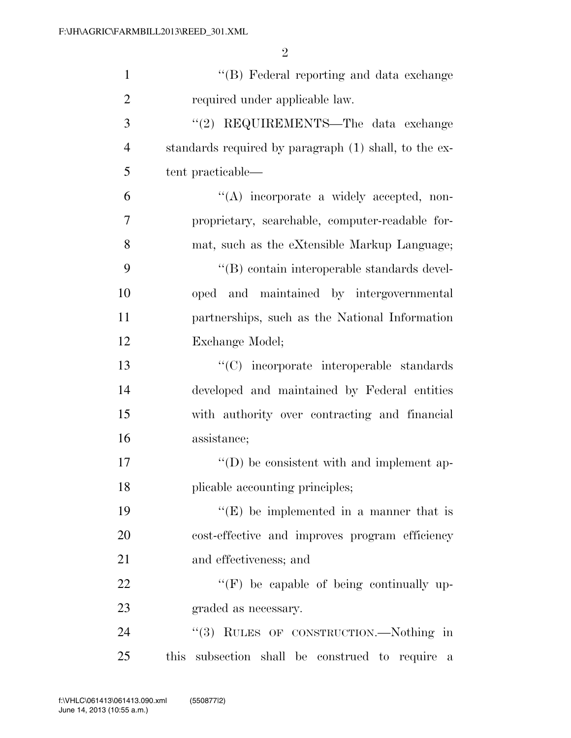"(B) Federal reporting and data exchange required under applicable law.

"(2) REQUIREMENTS—The data exchange standards required by paragraph (1) shall, to the extent practicable—

"(A) incorporate a widely accepted, non-proprietary, searchable, computer-readable format, such as the eXtensible Markup Language;

"(B) contain interoperable standards developed and maintained by intergovernmental partnerships, such as the National Information Exchange Model;

"(C) incorporate interoperable standards developed and maintained by Federal entities with authority over contracting and financial assistance;

"(D) be consistent with and implement applicable accounting principles;

"(E) be implemented in a manner that is cost-effective and improves program efficiency and effectiveness; and

"(F) be capable of being continually upgraded as necessary.

"(3) RULES OF CONSTRUCTION.—Nothing in this subsection shall be construed to require a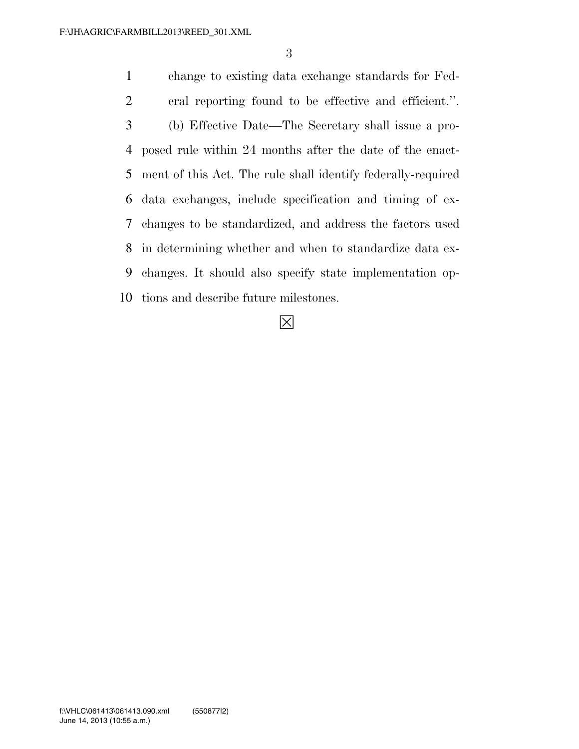change to existing data exchange standards for Federal reporting found to be effective and efficient.''.

(b) Effective Date—The Secretary shall issue a proposed rule within 24 months after the date of the enactment of this Act. The rule shall identify federally-required data exchanges, include specification and timing of exchanges to be standardized, and address the factors used in determining whether and when to standardize data exchanges. It should also specify state implementation options and describe future milestones.

☒